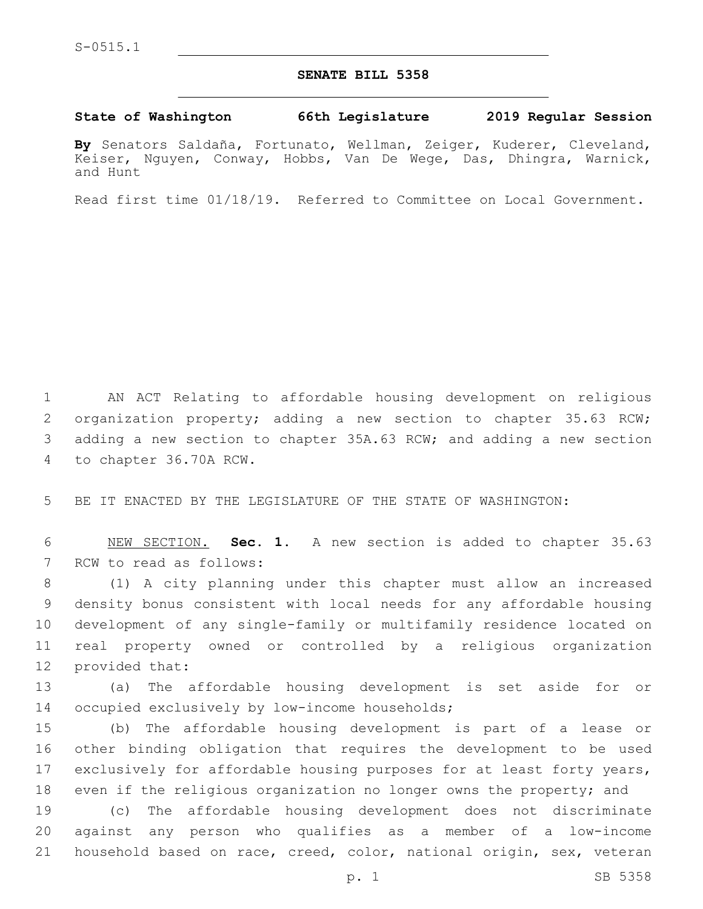S-0515.1

# SENATE BILL 5358

**State of Washington 66th Legislature 2019 Regular Session**

**By** Senators Saldaña, Fortunato, Wellman, Zeiger, Kuderer, Cleveland, Keiser, Nguyen, Conway, Hobbs, Van De Wege, Das, Dhingra, Warnick, and Hunt

Read first time 01/18/19. Referred to Committee on Local Government.

AN ACT Relating to affordable housing development on religious organization property; adding a new section to chapter 35.63 RCW; adding a new section to chapter 35A.63 RCW; and adding a new section to chapter 36.70A RCW.

BE IT ENACTED BY THE LEGISLATURE OF THE STATE OF WASHINGTON:

NEW SECTION. **Sec. 1.** A new section is added to chapter 35.63 RCW to read as follows:

(1) A city planning under this chapter must allow an increased density bonus consistent with local needs for any affordable housing development of any single-family or multifamily residence located on real property owned or controlled by a religious organization provided that:

(a) The affordable housing development is set aside for or occupied exclusively by low-income households;

(b) The affordable housing development is part of a lease or other binding obligation that requires the development to be used exclusively for affordable housing purposes for at least forty years, even if the religious organization no longer owns the property; and

(c) The affordable housing development does not discriminate against any person who qualifies as a member of a low-income household based on race, creed, color, national origin, sex, veteran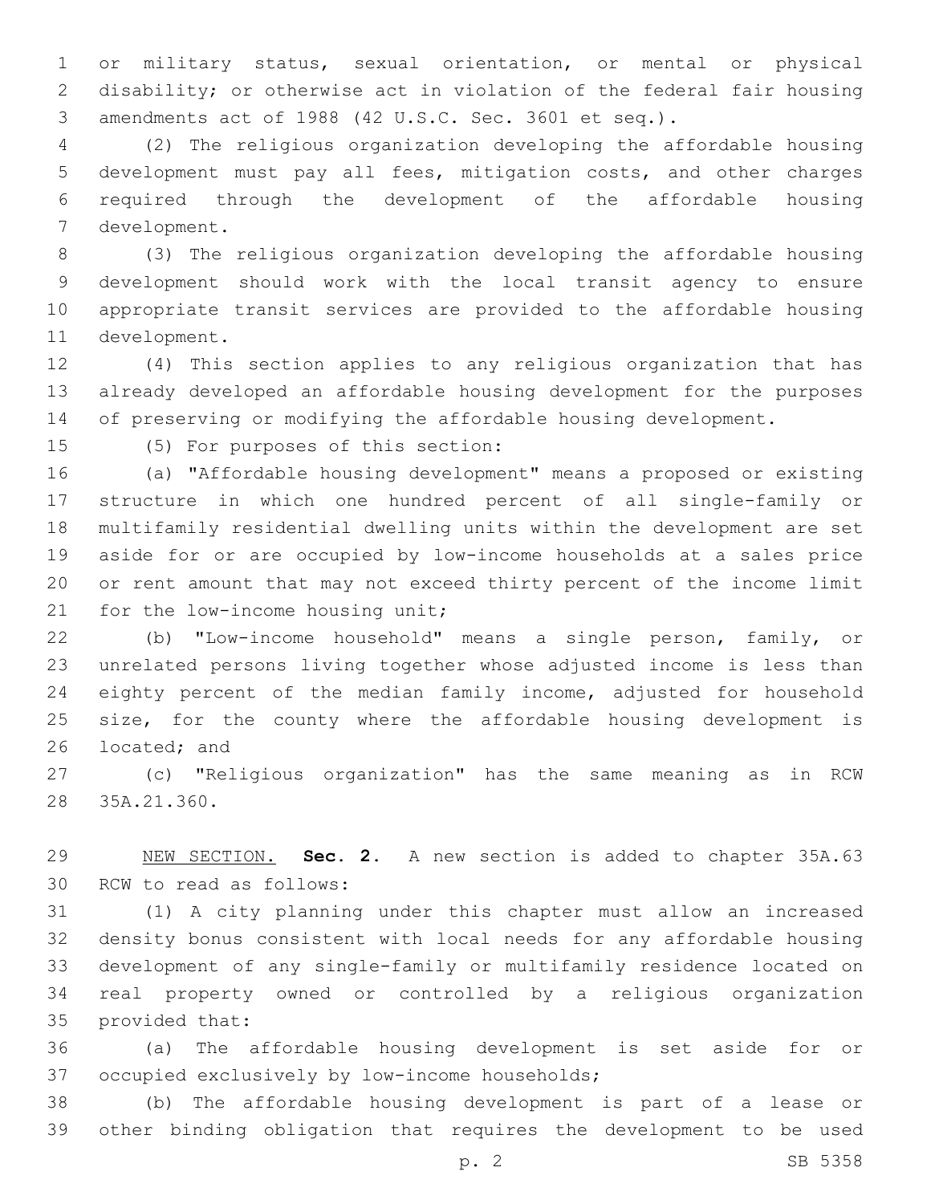or military status, sexual orientation, or mental or physical disability; or otherwise act in violation of the federal fair housing amendments act of 1988 (42 U.S.C. Sec. 3601 et seq.).

(2) The religious organization developing the affordable housing development must pay all fees, mitigation costs, and other charges required through the development of the affordable housing development.

(3) The religious organization developing the affordable housing development should work with the local transit agency to ensure appropriate transit services are provided to the affordable housing development.

(4) This section applies to any religious organization that has already developed an affordable housing development for the purposes of preserving or modifying the affordable housing development.

(5) For purposes of this section:

(a) "Affordable housing development" means a proposed or existing structure in which one hundred percent of all single-family or multifamily residential dwelling units within the development are set aside for or are occupied by low-income households at a sales price or rent amount that may not exceed thirty percent of the income limit for the low-income housing unit;

(b) "Low-income household" means a single person, family, or unrelated persons living together whose adjusted income is less than eighty percent of the median family income, adjusted for household size, for the county where the affordable housing development is located; and

(c) "Religious organization" has the same meaning as in RCW 35A.21.360.

NEW SECTION. **Sec. 2.** A new section is added to chapter 35A.63 RCW to read as follows:

(1) A city planning under this chapter must allow an increased density bonus consistent with local needs for any affordable housing development of any single-family or multifamily residence located on real property owned or controlled by a religious organization provided that:

(a) The affordable housing development is set aside for or occupied exclusively by low-income households;

(b) The affordable housing development is part of a lease or other binding obligation that requires the development to be used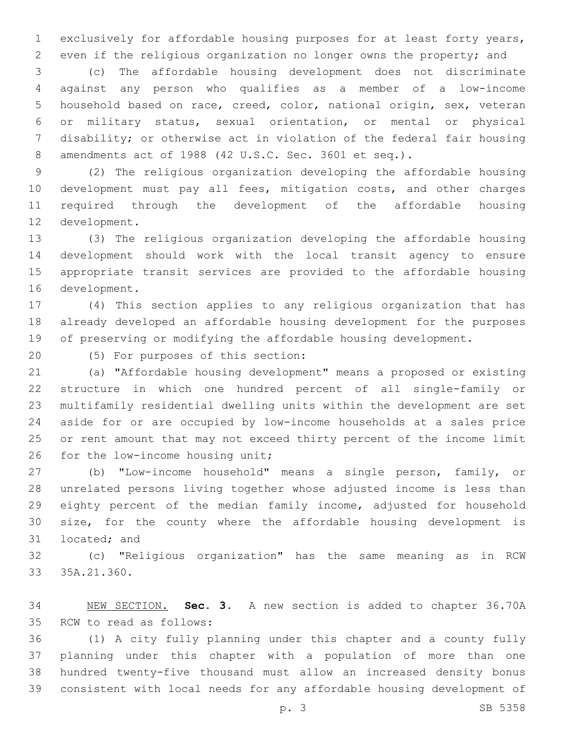exclusively for affordable housing purposes for at least forty years, even if the religious organization no longer owns the property; and

(c) The affordable housing development does not discriminate against any person who qualifies as a member of a low-income household based on race, creed, color, national origin, sex, veteran or military status, sexual orientation, or mental or physical disability; or otherwise act in violation of the federal fair housing amendments act of 1988 (42 U.S.C. Sec. 3601 et seq.).

(2) The religious organization developing the affordable housing development must pay all fees, mitigation costs, and other charges required through the development of the affordable housing development.

(3) The religious organization developing the affordable housing development should work with the local transit agency to ensure appropriate transit services are provided to the affordable housing development.

(4) This section applies to any religious organization that has already developed an affordable housing development for the purposes of preserving or modifying the affordable housing development.

(5) For purposes of this section:

(a) "Affordable housing development" means a proposed or existing structure in which one hundred percent of all single-family or multifamily residential dwelling units within the development are set aside for or are occupied by low-income households at a sales price or rent amount that may not exceed thirty percent of the income limit for the low-income housing unit;

(b) "Low-income household" means a single person, family, or unrelated persons living together whose adjusted income is less than eighty percent of the median family income, adjusted for household size, for the county where the affordable housing development is located; and

(c) "Religious organization" has the same meaning as in RCW 35A.21.360.

NEW SECTION. **Sec. 3.** A new section is added to chapter 36.70A RCW to read as follows:

(1) A city fully planning under this chapter and a county fully planning under this chapter with a population of more than one hundred twenty-five thousand must allow an increased density bonus consistent with local needs for any affordable housing development of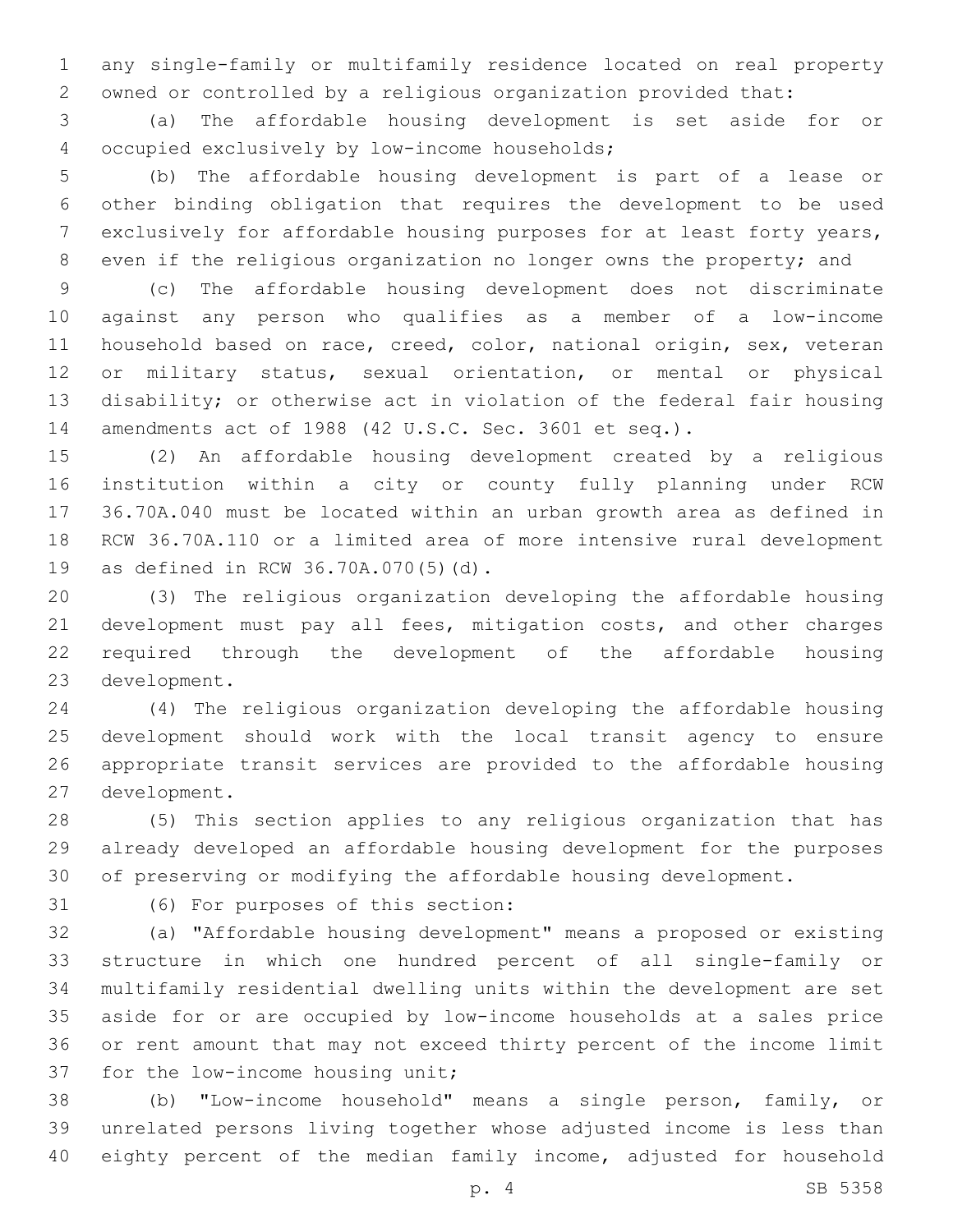any single-family or multifamily residence located on real property owned or controlled by a religious organization provided that:

(a) The affordable housing development is set aside for or occupied exclusively by low-income households;

(b) The affordable housing development is part of a lease or other binding obligation that requires the development to be used exclusively for affordable housing purposes for at least forty years, even if the religious organization no longer owns the property; and

(c) The affordable housing development does not discriminate against any person who qualifies as a member of a low-income household based on race, creed, color, national origin, sex, veteran or military status, sexual orientation, or mental or physical disability; or otherwise act in violation of the federal fair housing amendments act of 1988 (42 U.S.C. Sec. 3601 et seq.).

(2) An affordable housing development created by a religious institution within a city or county fully planning under RCW 36.70A.040 must be located within an urban growth area as defined in RCW 36.70A.110 or a limited area of more intensive rural development as defined in RCW 36.70A.070(5)(d).

(3) The religious organization developing the affordable housing development must pay all fees, mitigation costs, and other charges required through the development of the affordable housing development.

(4) The religious organization developing the affordable housing development should work with the local transit agency to ensure appropriate transit services are provided to the affordable housing development.

(5) This section applies to any religious organization that has already developed an affordable housing development for the purposes of preserving or modifying the affordable housing development.

(6) For purposes of this section:

(a) "Affordable housing development" means a proposed or existing structure in which one hundred percent of all single-family or multifamily residential dwelling units within the development are set aside for or are occupied by low-income households at a sales price or rent amount that may not exceed thirty percent of the income limit for the low-income housing unit;

(b) "Low-income household" means a single person, family, or unrelated persons living together whose adjusted income is less than eighty percent of the median family income, adjusted for household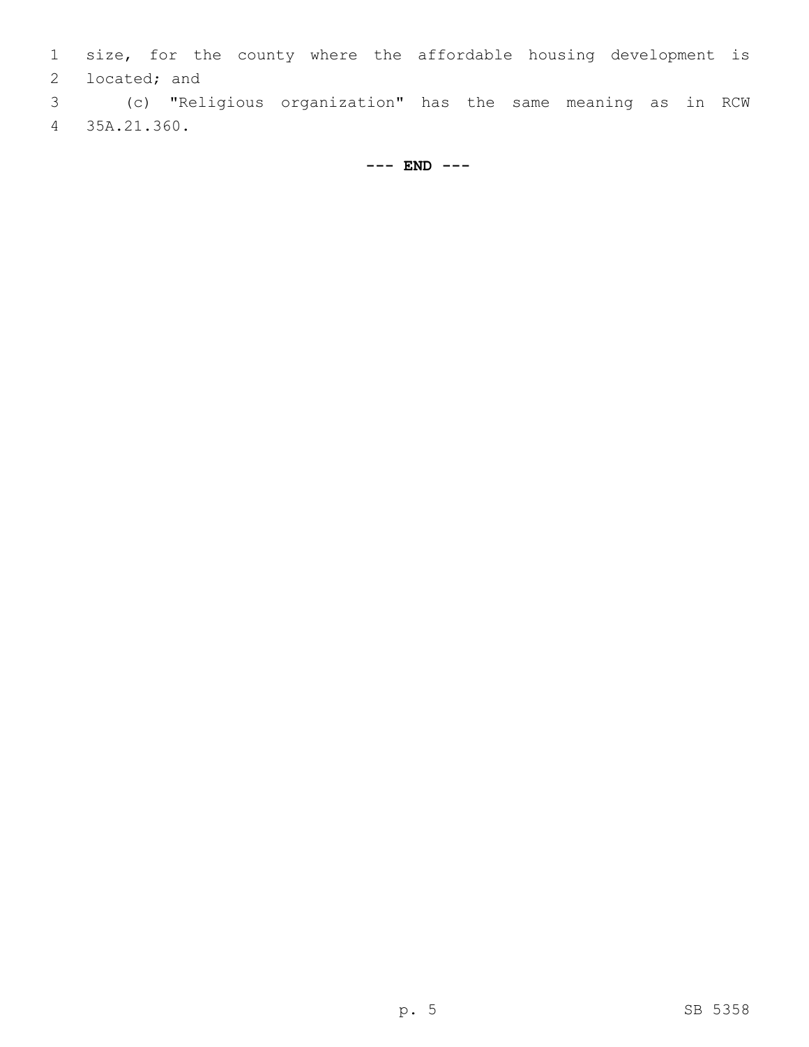size, for the county where the affordable housing development is located; and

(c) "Religious organization" has the same meaning as in RCW 35A.21.360.

**--- END ---**